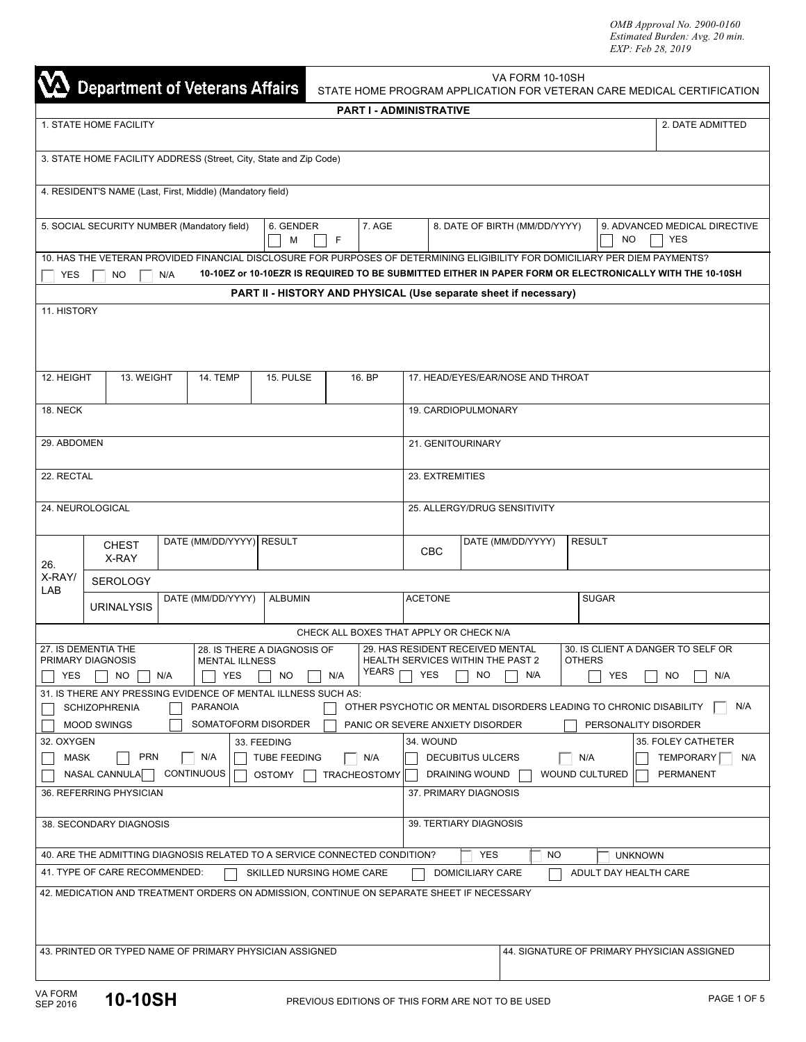OMB Approval No. 2900-0160
Estimated Burden: Avg. 20 min.
EXP: Feb 28, 2019

**Department of Veterans Affairs**

VA FORM 10-10SH
STATE HOME PROGRAM APPLICATION FOR VETERAN CARE MEDICAL CERTIFICATION

## PART I - ADMINISTRATIVE

| 1. STATE HOME FACILITY | 2. DATE ADMITTED |
|---|---|
| | |

3. STATE HOME FACILITY ADDRESS (Street, City, State and Zip Code)

4. RESIDENT'S NAME (Last, First, Middle) (Mandatory field)

| 5. SOCIAL SECURITY NUMBER (Mandatory field) | 6. GENDER ☐ M ☐ F | 7. AGE | 8. DATE OF BIRTH (MM/DD/YYYY) | 9. ADVANCED MEDICAL DIRECTIVE ☐ NO ☐ YES |
|---|---|---|---|---|
| | | | | |

10. HAS THE VETERAN PROVIDED FINANCIAL DISCLOSURE FOR PURPOSES OF DETERMINING ELIGIBILITY FOR DOMICILIARY PER DIEM PAYMENTS?
☐ YES ☐ NO ☐ N/A **10-10EZ or 10-10EZR IS REQUIRED TO BE SUBMITTED EITHER IN PAPER FORM OR ELECTRONICALLY WITH THE 10-10SH**

## PART II - HISTORY AND PHYSICAL (Use separate sheet if necessary)

11. HISTORY

| 12. HEIGHT | 13. WEIGHT | 14. TEMP | 15. PULSE | 16. BP | 17. HEAD/EYES/EAR/NOSE AND THROAT |
|---|---|---|---|---|---|
| | | | | | |

| 18. NECK | 19. CARDIOPULMONARY |
|---|---|
| 29. ABDOMEN | 21. GENITOURINARY |
| 22. RECTAL | 23. EXTREMITIES |
| 24. NEUROLOGICAL | 25. ALLERGY/DRUG SENSITIVITY |

| 26. X-RAY/ LAB | | | | | |
|---|---|---|---|---|---|
| CHEST X-RAY | DATE (MM/DD/YYYY) | RESULT | CBC | DATE (MM/DD/YYYY) | RESULT |
| SEROLOGY | | | | | |
| URINALYSIS | DATE (MM/DD/YYYY) | ALBUMIN | ACETONE | SUGAR | |

CHECK ALL BOXES THAT APPLY OR CHECK N/A

| 27. IS DEMENTIA THE PRIMARY DIAGNOSIS | 28. IS THERE A DIAGNOSIS OF MENTAL ILLNESS | 29. HAS RESIDENT RECEIVED MENTAL HEALTH SERVICES WITHIN THE PAST 2 YEARS | 30. IS CLIENT A DANGER TO SELF OR OTHERS |
|---|---|---|---|
| ☐ YES ☐ NO ☐ N/A | ☐ YES ☐ NO ☐ N/A | ☐ YES ☐ NO ☐ N/A | ☐ YES ☐ NO ☐ N/A |

31. IS THERE ANY PRESSING EVIDENCE OF MENTAL ILLNESS SUCH AS:
☐ SCHIZOPHRENIA ☐ PARANOIA ☐ OTHER PSYCHOTIC OR MENTAL DISORDERS LEADING TO CHRONIC DISABILITY ☐ N/A
☐ MOOD SWINGS ☐ SOMATOFORM DISORDER ☐ PANIC OR SEVERE ANXIETY DISORDER ☐ PERSONALITY DISORDER

| 32. OXYGEN | 33. FEEDING | 34. WOUND | 35. FOLEY CATHETER |
|---|---|---|---|
| ☐ MASK ☐ PRN ☐ N/A | ☐ TUBE FEEDING ☐ N/A | ☐ DECUBITUS ULCERS ☐ N/A | ☐ TEMPORARY ☐ N/A |
| ☐ NASAL CANNULA ☐ CONTINUOUS | ☐ OSTOMY ☐ TRACHEOSTOMY | ☐ DRAINING WOUND ☐ WOUND CULTURED | ☐ PERMANENT |

| 36. REFERRING PHYSICIAN | 37. PRIMARY DIAGNOSIS |
|---|---|
| 38. SECONDARY DIAGNOSIS | 39. TERTIARY DIAGNOSIS |

40. ARE THE ADMITTING DIAGNOSIS RELATED TO A SERVICE CONNECTED CONDITION? ☐ YES ☐ NO ☐ UNKNOWN

41. TYPE OF CARE RECOMMENDED: ☐ SKILLED NURSING HOME CARE ☐ DOMICILIARY CARE ☐ ADULT DAY HEALTH CARE

42. MEDICATION AND TREATMENT ORDERS ON ADMISSION, CONTINUE ON SEPARATE SHEET IF NECESSARY

| 43. PRINTED OR TYPED NAME OF PRIMARY PHYSICIAN ASSIGNED | 44. SIGNATURE OF PRIMARY PHYSICIAN ASSIGNED |
|---|---|
| | |

VA FORM SEP 2016 **10-10SH** PREVIOUS EDITIONS OF THIS FORM ARE NOT TO BE USED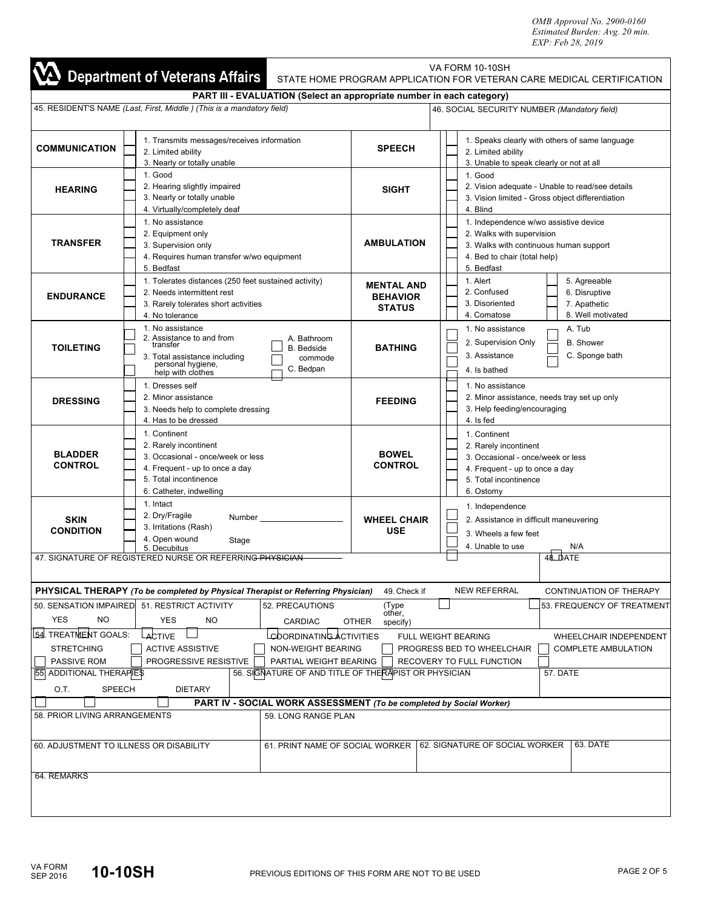OMB Approval No. 2900-0160
Estimated Burden: Avg. 20 min.
EXP: Feb 28, 2019

# Department of Veterans Affairs

VA FORM 10-10SH
STATE HOME PROGRAM APPLICATION FOR VETERAN CARE MEDICAL CERTIFICATION

## PART III - EVALUATION (Select an appropriate number in each category)

45. RESIDENT'S NAME *(Last, First, Middle ) (This is a mandatory field)*

46. SOCIAL SECURITY NUMBER *(Mandatory field)*

| Category | Options | Category | Options |
|---|---|---|---|
| **COMMUNICATION** | ☐ 1. Transmits messages/receives information<br>☐ 2. Limited ability<br>☐ 3. Nearly or totally unable | **SPEECH** | ☐ 1. Speaks clearly with others of same language<br>☐ 2. Limited ability<br>☐ 3. Unable to speak clearly or not at all |
| **HEARING** | ☐ 1. Good<br>☐ 2. Hearing slightly impaired<br>☐ 3. Nearly or totally unable<br>☐ 4. Virtually/completely deaf | **SIGHT** | ☐ 1. Good<br>☐ 2. Vision adequate - Unable to read/see details<br>☐ 3. Vision limited - Gross object differentiation<br>☐ 4. Blind |
| **TRANSFER** | ☐ 1. No assistance<br>☐ 2. Equipment only<br>☐ 3. Supervision only<br>☐ 4. Requires human transfer w/wo equipment<br>☐ 5. Bedfast | **AMBULATION** | ☐ 1. Independence w/wo assistive device<br>☐ 2. Walks with supervision<br>☐ 3. Walks with continuous human support<br>☐ 4. Bed to chair (total help)<br>☐ 5. Bedfast |
| **ENDURANCE** | ☐ 1. Tolerates distances (250 feet sustained activity)<br>☐ 2. Needs intermittent rest<br>☐ 3. Rarely tolerates short activities<br>☐ 4. No tolerance | **MENTAL AND BEHAVIOR STATUS** | ☐ 1. Alert ☐ 5. Agreeable<br>☐ 2. Confused ☐ 6. Disruptive<br>☐ 3. Disoriented ☐ 7. Apathetic<br>☐ 4. Comatose ☐ 8. Well motivated |
| **TOILETING** | ☐ 1. No assistance<br>☐ 2. Assistance to and from transfer<br>☐ 3. Total assistance including personal hygiene, help with clothes<br>☐ A. Bathroom<br>☐ B. Bedside commode<br>☐ C. Bedpan | **BATHING** | ☐ 1. No assistance ☐ A. Tub<br>☐ 2. Supervision Only ☐ B. Shower<br>☐ 3. Assistance ☐ C. Sponge bath<br>☐ 4. Is bathed |
| **DRESSING** | ☐ 1. Dresses self<br>☐ 2. Minor assistance<br>☐ 3. Needs help to complete dressing<br>☐ 4. Has to be dressed | **FEEDING** | ☐ 1. No assistance<br>☐ 2. Minor assistance, needs tray set up only<br>☐ 3. Help feeding/encouraging<br>☐ 4. Is fed |
| **BLADDER CONTROL** | ☐ 1. Continent<br>☐ 2. Rarely incontinent<br>☐ 3. Occasional - once/week or less<br>☐ 4. Frequent - up to once a day<br>☐ 5. Total incontinence<br>☐ 6. Catheter, indwelling | **BOWEL CONTROL** | ☐ 1. Continent<br>☐ 2. Rarely incontinent<br>☐ 3. Occasional - once/week or less<br>☐ 4. Frequent - up to once a day<br>☐ 5. Total incontinence<br>☐ 6. Ostomy |
| **SKIN CONDITION** | ☐ 1. Intact<br>☐ 2. Dry/Fragile Number ___________<br>☐ 3. Irritations (Rash)<br>☐ 4. Open wound Stage<br>☐ 5. Decubitus | **WHEEL CHAIR USE** | ☐ 1. Independence<br>☐ 2. Assistance in difficult maneuvering<br>☐ 3. Wheels a few feet<br>☐ 4. Unable to use<br>☐ N/A |

47. SIGNATURE OF REGISTERED NURSE OR REFERRING PHYSICIAN

48. DATE

## PHYSICAL THERAPY *(To be completed by Physical Therapist or Referring Physician)*

49. Check if ☐ NEW REFERRAL ☐ CONTINUATION OF THERAPY

50. SENSATION IMPAIRED ☐ YES ☐ NO

51. RESTRICT ACTIVITY ☐ YES ☐ NO

52. PRECAUTIONS ☐ CARDIAC ☐ OTHER (Type other, specify)

53. FREQUENCY OF TREATMENT

54. TREATMENT GOALS:

☐ ACTIVE ☐ COORDINATING ACTIVITIES ☐ FULL WEIGHT BEARING ☐ WHEELCHAIR INDEPENDENT
☐ STRETCHING ☐ ACTIVE ASSISTIVE ☐ NON-WEIGHT BEARING ☐ PROGRESS BED TO WHEELCHAIR ☐ COMPLETE AMBULATION
☐ PASSIVE ROM ☐ PROGRESSIVE RESISTIVE ☐ PARTIAL WEIGHT BEARING ☐ RECOVERY TO FULL FUNCTION

55. ADDITIONAL THERAPIES ☐ O.T. ☐ SPEECH ☐ DIETARY

56. SIGNATURE OF AND TITLE OF THERAPIST OR PHYSICIAN

57. DATE

## PART IV - SOCIAL WORK ASSESSMENT *(To be completed by Social Worker)*

58. PRIOR LIVING ARRANGEMENTS

59. LONG RANGE PLAN

60. ADJUSTMENT TO ILLNESS OR DISABILITY

61. PRINT NAME OF SOCIAL WORKER

62. SIGNATURE OF SOCIAL WORKER

63. DATE

64. REMARKS

VA FORM SEP 2016 **10-10SH** PREVIOUS EDITIONS OF THIS FORM ARE NOT TO BE USED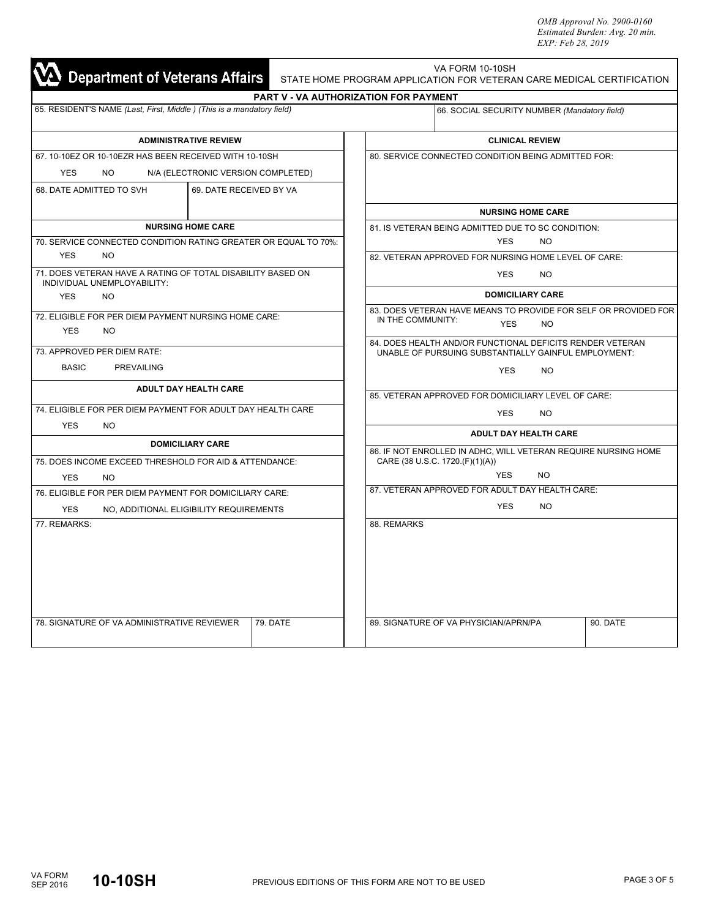OMB Approval No. 2900-0160
Estimated Burden: Avg. 20 min.
EXP: Feb 28, 2019

**Department of Veterans Affairs**

VA FORM 10-10SH
STATE HOME PROGRAM APPLICATION FOR VETERAN CARE MEDICAL CERTIFICATION

## PART V - VA AUTHORIZATION FOR PAYMENT

65. RESIDENT'S NAME *(Last, First, Middle ) (This is a mandatory field)*

66. SOCIAL SECURITY NUMBER *(Mandatory field)*

### ADMINISTRATIVE REVIEW

67. 10-10EZ OR 10-10EZR HAS BEEN RECEIVED WITH 10-10SH
YES NO N/A (ELECTRONIC VERSION COMPLETED)

68. DATE ADMITTED TO SVH

69. DATE RECEIVED BY VA

#### NURSING HOME CARE

70. SERVICE CONNECTED CONDITION RATING GREATER OR EQUAL TO 70%:
YES NO

71. DOES VETERAN HAVE A RATING OF TOTAL DISABILITY BASED ON INDIVIDUAL UNEMPLOYABILITY:
YES NO

72. ELIGIBLE FOR PER DIEM PAYMENT NURSING HOME CARE:
YES NO

73. APPROVED PER DIEM RATE:
BASIC PREVAILING

#### ADULT DAY HEALTH CARE

74. ELIGIBLE FOR PER DIEM PAYMENT FOR ADULT DAY HEALTH CARE
YES NO

#### DOMICILIARY CARE

75. DOES INCOME EXCEED THRESHOLD FOR AID & ATTENDANCE:
YES NO

76. ELIGIBLE FOR PER DIEM PAYMENT FOR DOMICILIARY CARE:
YES NO, ADDITIONAL ELIGIBILITY REQUIREMENTS

77. REMARKS:

78. SIGNATURE OF VA ADMINISTRATIVE REVIEWER

79. DATE

### CLINICAL REVIEW

80. SERVICE CONNECTED CONDITION BEING ADMITTED FOR:

#### NURSING HOME CARE

81. IS VETERAN BEING ADMITTED DUE TO SC CONDITION:
YES NO

82. VETERAN APPROVED FOR NURSING HOME LEVEL OF CARE:
YES NO

#### DOMICILIARY CARE

83. DOES VETERAN HAVE MEANS TO PROVIDE FOR SELF OR PROVIDED FOR IN THE COMMUNITY:
YES NO

84. DOES HEALTH AND/OR FUNCTIONAL DEFICITS RENDER VETERAN UNABLE OF PURSUING SUBSTANTIALLY GAINFUL EMPLOYMENT:
YES NO

85. VETERAN APPROVED FOR DOMICILIARY LEVEL OF CARE:
YES NO

#### ADULT DAY HEALTH CARE

86. IF NOT ENROLLED IN ADHC, WILL VETERAN REQUIRE NURSING HOME CARE (38 U.S.C. 1720.(F)(1)(A))
YES NO

87. VETERAN APPROVED FOR ADULT DAY HEALTH CARE:
YES NO

88. REMARKS

89. SIGNATURE OF VA PHYSICIAN/APRN/PA

90. DATE

VA FORM SEP 2016 **10-10SH** PREVIOUS EDITIONS OF THIS FORM ARE NOT TO BE USED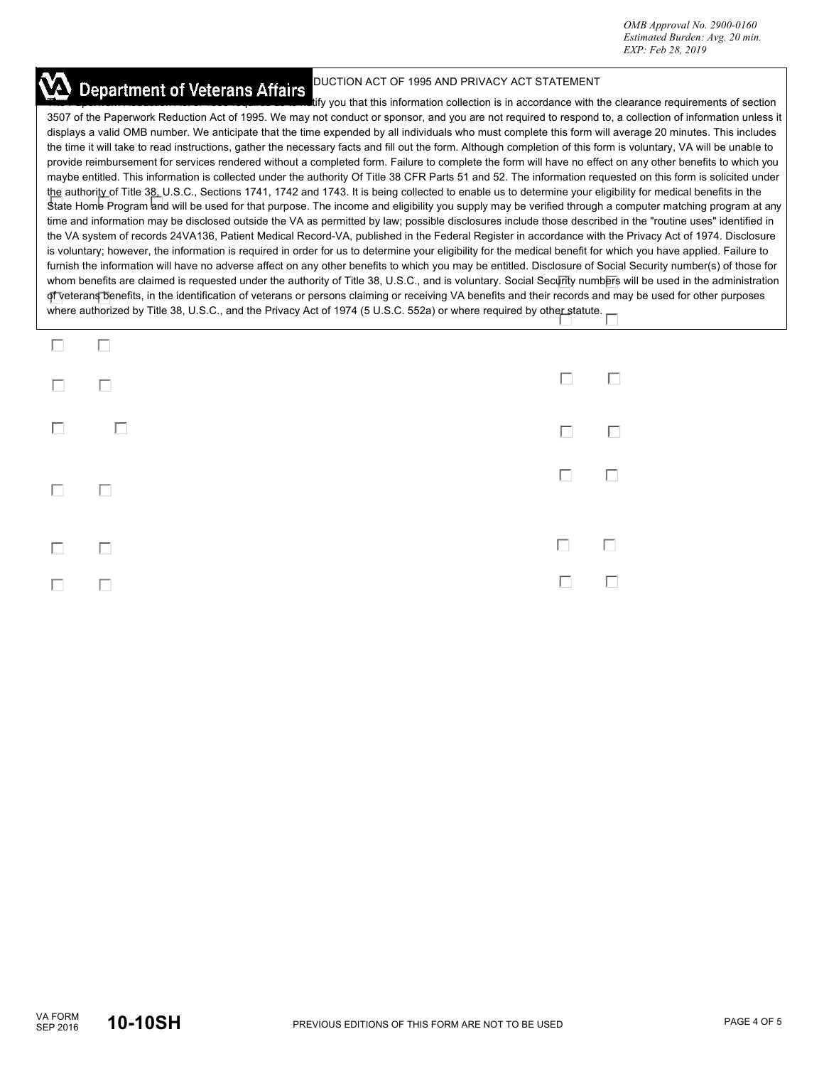OMB Approval No. 2900-0160
Estimated Burden: Avg. 20 min.
EXP: Feb 28, 2019

**Department of Veterans Affairs**

## PAPERWORK REDUCTION ACT OF 1995 AND PRIVACY ACT STATEMENT

The Paperwork Reduction Act of 1995 requires us to notify you that this information collection is in accordance with the clearance requirements of section 3507 of the Paperwork Reduction Act of 1995. We may not conduct or sponsor, and you are not required to respond to, a collection of information unless it displays a valid OMB number. We anticipate that the time expended by all individuals who must complete this form will average 20 minutes. This includes the time it will take to read instructions, gather the necessary facts and fill out the form. Although completion of this form is voluntary, VA will be unable to provide reimbursement for services rendered without a completed form. Failure to complete the form will have no effect on any other benefits to which you maybe entitled. This information is collected under the authority Of Title 38 CFR Parts 51 and 52. The information requested on this form is solicited under the authority of Title 38, U.S.C., Sections 1741, 1742 and 1743. It is being collected to enable us to determine your eligibility for medical benefits in the State Home Program and will be used for that purpose. The income and eligibility you supply may be verified through a computer matching program at any time and information may be disclosed outside the VA as permitted by law; possible disclosures include those described in the "routine uses" identified in the VA system of records 24VA136, Patient Medical Record-VA, published in the Federal Register in accordance with the Privacy Act of 1974. Disclosure is voluntary; however, the information is required in order for us to determine your eligibility for the medical benefit for which you have applied. Failure to furnish the information will have no adverse affect on any other benefits to which you may be entitled. Disclosure of Social Security number(s) of those for whom benefits are claimed is requested under the authority of Title 38, U.S.C., and is voluntary. Social Security numbers will be used in the administration of veterans benefits, in the identification of veterans or persons claiming or receiving VA benefits and their records and may be used for other purposes where authorized by Title 38, U.S.C., and the Privacy Act of 1974 (5 U.S.C. 552a) or where required by other statute.

☐ ☐

☐ ☐ ☐ ☐

☐ ☐ ☐ ☐

☐ ☐ ☐ ☐

☐ ☐ ☐ ☐

☐ ☐ ☐ ☐

VA FORM SEP 2016 **10-10SH** PREVIOUS EDITIONS OF THIS FORM ARE NOT TO BE USED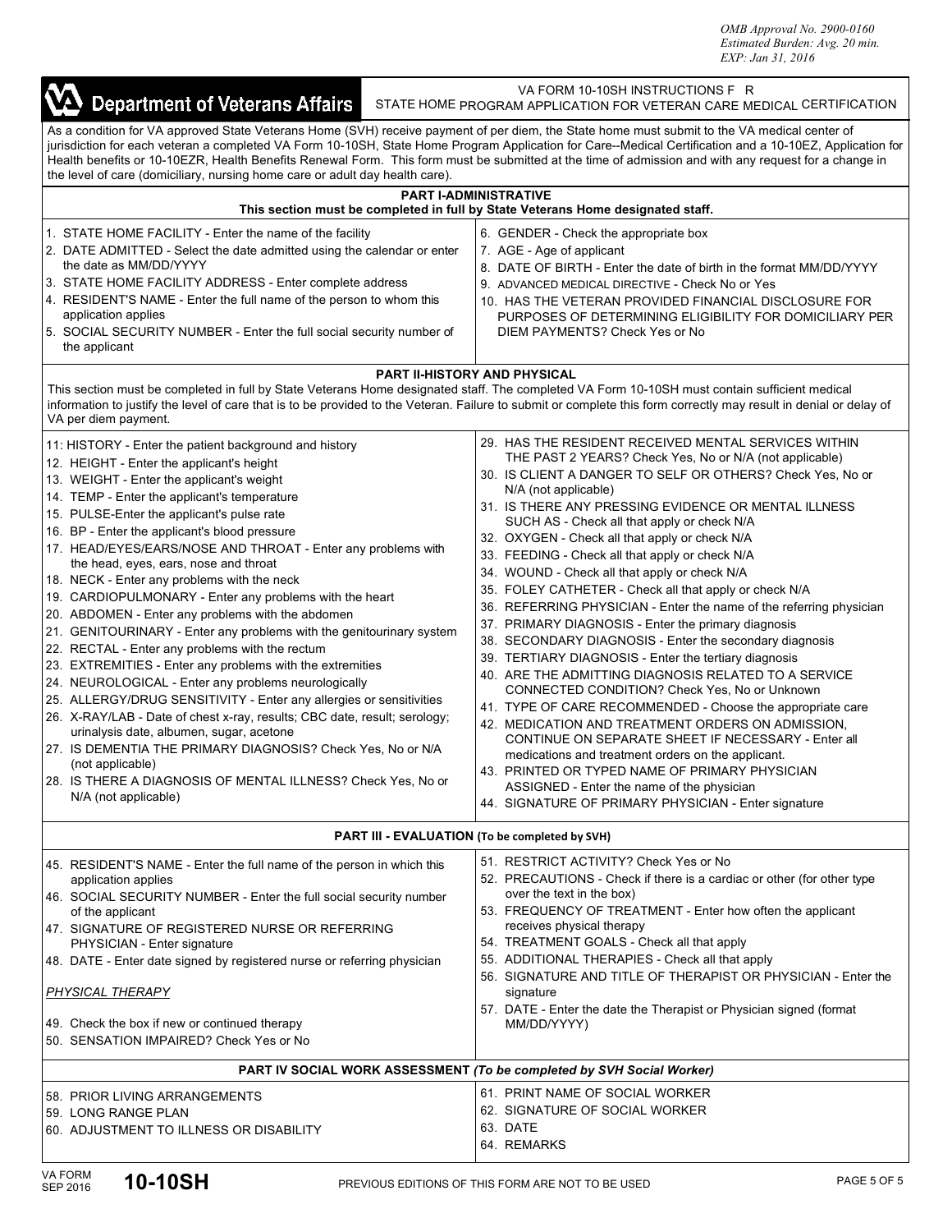OMB Approval No. 2900-0160
Estimated Burden: Avg. 20 min.
EXP: Jan 31, 2016

# Department of Veterans Affairs

VA FORM 10-10SH INSTRUCTIONS F R
STATE HOME PROGRAM APPLICATION FOR VETERAN CARE MEDICAL CERTIFICATION

As a condition for VA approved State Veterans Home (SVH) receive payment of per diem, the State home must submit to the VA medical center of jurisdiction for each veteran a completed VA Form 10-10SH, State Home Program Application for Care--Medical Certification and a 10-10EZ, Application for Health benefits or 10-10EZR, Health Benefits Renewal Form. This form must be submitted at the time of admission and with any request for a change in the level of care (domiciliary, nursing home care or adult day health care).

## PART I-ADMINISTRATIVE

**This section must be completed in full by State Veterans Home designated staff.**

1. STATE HOME FACILITY - Enter the name of the facility
2. DATE ADMITTED - Select the date admitted using the calendar or enter the date as MM/DD/YYYY
3. STATE HOME FACILITY ADDRESS - Enter complete address
4. RESIDENT'S NAME - Enter the full name of the person to whom this application applies
5. SOCIAL SECURITY NUMBER - Enter the full social security number of the applicant
6. GENDER - Check the appropriate box
7. AGE - Age of applicant
8. DATE OF BIRTH - Enter the date of birth in the format MM/DD/YYYY
9. ADVANCED MEDICAL DIRECTIVE - Check No or Yes
10. HAS THE VETERAN PROVIDED FINANCIAL DISCLOSURE FOR PURPOSES OF DETERMINING ELIGIBILITY FOR DOMICILIARY PER DIEM PAYMENTS? Check Yes or No

## PART II-HISTORY AND PHYSICAL

This section must be completed in full by State Veterans Home designated staff. The completed VA Form 10-10SH must contain sufficient medical information to justify the level of care that is to be provided to the Veteran. Failure to submit or complete this form correctly may result in denial or delay of VA per diem payment.

11: HISTORY - Enter the patient background and history
12. HEIGHT - Enter the applicant's height
13. WEIGHT - Enter the applicant's weight
14. TEMP - Enter the applicant's temperature
15. PULSE-Enter the applicant's pulse rate
16. BP - Enter the applicant's blood pressure
17. HEAD/EYES/EARS/NOSE AND THROAT - Enter any problems with the head, eyes, ears, nose and throat
18. NECK - Enter any problems with the neck
19. CARDIOPULMONARY - Enter any problems with the heart
20. ABDOMEN - Enter any problems with the abdomen
21. GENITOURINARY - Enter any problems with the genitourinary system
22. RECTAL - Enter any problems with the rectum
23. EXTREMITIES - Enter any problems with the extremities
24. NEUROLOGICAL - Enter any problems neurologically
25. ALLERGY/DRUG SENSITIVITY - Enter any allergies or sensitivities
26. X-RAY/LAB - Date of chest x-ray, results; CBC date, result; serology; urinalysis date, albumen, sugar, acetone
27. IS DEMENTIA THE PRIMARY DIAGNOSIS? Check Yes, No or N/A (not applicable)
28. IS THERE A DIAGNOSIS OF MENTAL ILLNESS? Check Yes, No or N/A (not applicable)
29. HAS THE RESIDENT RECEIVED MENTAL SERVICES WITHIN THE PAST 2 YEARS? Check Yes, No or N/A (not applicable)
30. IS CLIENT A DANGER TO SELF OR OTHERS? Check Yes, No or N/A (not applicable)
31. IS THERE ANY PRESSING EVIDENCE OR MENTAL ILLNESS SUCH AS - Check all that apply or check N/A
32. OXYGEN - Check all that apply or check N/A
33. FEEDING - Check all that apply or check N/A
34. WOUND - Check all that apply or check N/A
35. FOLEY CATHETER - Check all that apply or check N/A
36. REFERRING PHYSICIAN - Enter the name of the referring physician
37. PRIMARY DIAGNOSIS - Enter the primary diagnosis
38. SECONDARY DIAGNOSIS - Enter the secondary diagnosis
39. TERTIARY DIAGNOSIS - Enter the tertiary diagnosis
40. ARE THE ADMITTING DIAGNOSIS RELATED TO A SERVICE CONNECTED CONDITION? Check Yes, No or Unknown
41. TYPE OF CARE RECOMMENDED - Choose the appropriate care
42. MEDICATION AND TREATMENT ORDERS ON ADMISSION, CONTINUE ON SEPARATE SHEET IF NECESSARY - Enter all medications and treatment orders on the applicant.
43. PRINTED OR TYPED NAME OF PRIMARY PHYSICIAN ASSIGNED - Enter the name of the physician
44. SIGNATURE OF PRIMARY PHYSICIAN - Enter signature

## PART III - EVALUATION (To be completed by SVH)

45. RESIDENT'S NAME - Enter the full name of the person in which this application applies
46. SOCIAL SECURITY NUMBER - Enter the full social security number of the applicant
47. SIGNATURE OF REGISTERED NURSE OR REFERRING PHYSICIAN - Enter signature
48. DATE - Enter date signed by registered nurse or referring physician

*PHYSICAL THERAPY*

49. Check the box if new or continued therapy
50. SENSATION IMPAIRED? Check Yes or No
51. RESTRICT ACTIVITY? Check Yes or No
52. PRECAUTIONS - Check if there is a cardiac or other (for other type over the text in the box)
53. FREQUENCY OF TREATMENT - Enter how often the applicant receives physical therapy
54. TREATMENT GOALS - Check all that apply
55. ADDITIONAL THERAPIES - Check all that apply
56. SIGNATURE AND TITLE OF THERAPIST OR PHYSICIAN - Enter the signature
57. DATE - Enter the date the Therapist or Physician signed (format MM/DD/YYYY)

## PART IV SOCIAL WORK ASSESSMENT *(To be completed by SVH Social Worker)*

58. PRIOR LIVING ARRANGEMENTS
59. LONG RANGE PLAN
60. ADJUSTMENT TO ILLNESS OR DISABILITY
61. PRINT NAME OF SOCIAL WORKER
62. SIGNATURE OF SOCIAL WORKER
63. DATE
64. REMARKS

VA FORM SEP 2016 **10-10SH** PREVIOUS EDITIONS OF THIS FORM ARE NOT TO BE USED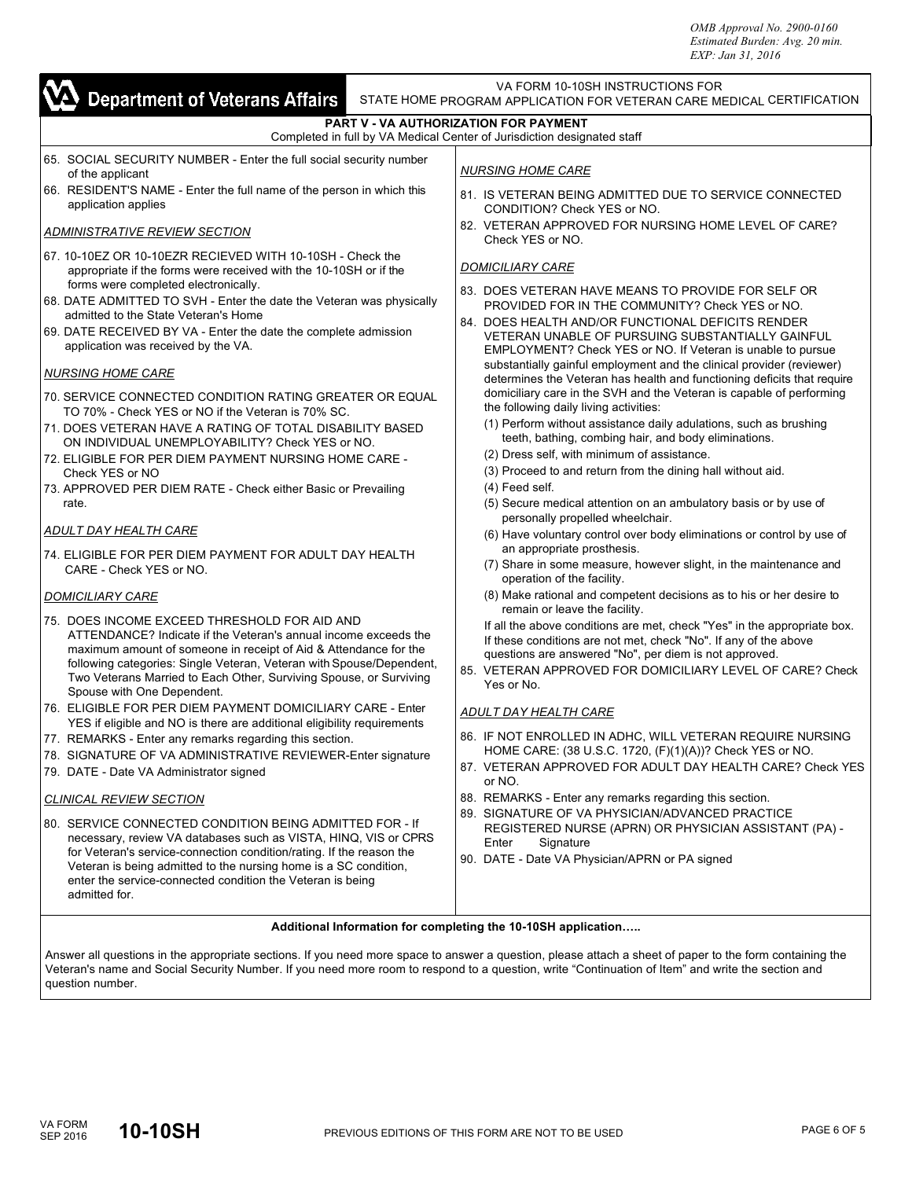OMB Approval No. 2900-0160
Estimated Burden: Avg. 20 min.
EXP: Jan 31, 2016

Department of Veterans Affairs

VA FORM 10-10SH INSTRUCTIONS FOR
STATE HOME PROGRAM APPLICATION FOR VETERAN CARE MEDICAL CERTIFICATION

## PART V - VA AUTHORIZATION FOR PAYMENT

Completed in full by VA Medical Center of Jurisdiction designated staff

65. SOCIAL SECURITY NUMBER - Enter the full social security number of the applicant
66. RESIDENT'S NAME - Enter the full name of the person in which this application applies

*ADMINISTRATIVE REVIEW SECTION*

67. 10-10EZ OR 10-10EZR RECIEVED WITH 10-10SH - Check the appropriate if the forms were received with the 10-10SH or if the forms were completed electronically.
68. DATE ADMITTED TO SVH - Enter the date the Veteran was physically admitted to the State Veteran's Home
69. DATE RECEIVED BY VA - Enter the date the complete admission application was received by the VA.

*NURSING HOME CARE*

70. SERVICE CONNECTED CONDITION RATING GREATER OR EQUAL TO 70% - Check YES or NO if the Veteran is 70% SC.
71. DOES VETERAN HAVE A RATING OF TOTAL DISABILITY BASED ON INDIVIDUAL UNEMPLOYABILITY? Check YES or NO.
72. ELIGIBLE FOR PER DIEM PAYMENT NURSING HOME CARE - Check YES or NO
73. APPROVED PER DIEM RATE - Check either Basic or Prevailing rate.

*ADULT DAY HEALTH CARE*

74. ELIGIBLE FOR PER DIEM PAYMENT FOR ADULT DAY HEALTH CARE - Check YES or NO.

*DOMICILIARY CARE*

75. DOES INCOME EXCEED THRESHOLD FOR AID AND ATTENDANCE? Indicate if the Veteran's annual income exceeds the maximum amount of someone in receipt of Aid & Attendance for the following categories: Single Veteran, Veteran with Spouse/Dependent, Two Veterans Married to Each Other, Surviving Spouse, or Surviving Spouse with One Dependent.
76. ELIGIBLE FOR PER DIEM PAYMENT DOMICILIARY CARE - Enter YES if eligible and NO is there are additional eligibility requirements
77. REMARKS - Enter any remarks regarding this section.
78. SIGNATURE OF VA ADMINISTRATIVE REVIEWER-Enter signature
79. DATE - Date VA Administrator signed

*CLINICAL REVIEW SECTION*

80. SERVICE CONNECTED CONDITION BEING ADMITTED FOR - If necessary, review VA databases such as VISTA, HINQ, VIS or CPRS for Veteran's service-connection condition/rating. If the reason the Veteran is being admitted to the nursing home is a SC condition, enter the service-connected condition the Veteran is being admitted for.

*NURSING HOME CARE*

81. IS VETERAN BEING ADMITTED DUE TO SERVICE CONNECTED CONDITION? Check YES or NO.
82. VETERAN APPROVED FOR NURSING HOME LEVEL OF CARE? Check YES or NO.

*DOMICILIARY CARE*

83. DOES VETERAN HAVE MEANS TO PROVIDE FOR SELF OR PROVIDED FOR IN THE COMMUNITY? Check YES or NO.
84. DOES HEALTH AND/OR FUNCTIONAL DEFICITS RENDER VETERAN UNABLE OF PURSUING SUBSTANTIALLY GAINFUL EMPLOYMENT? Check YES or NO. If Veteran is unable to pursue substantially gainful employment and the clinical provider (reviewer) determines the Veteran has health and functioning deficits that require domiciliary care in the SVH and the Veteran is capable of performing the following daily living activities:
    (1) Perform without assistance daily adulations, such as brushing teeth, bathing, combing hair, and body eliminations.
    (2) Dress self, with minimum of assistance.
    (3) Proceed to and return from the dining hall without aid.
    (4) Feed self.
    (5) Secure medical attention on an ambulatory basis or by use of personally propelled wheelchair.
    (6) Have voluntary control over body eliminations or control by use of an appropriate prosthesis.
    (7) Share in some measure, however slight, in the maintenance and operation of the facility.
    (8) Make rational and competent decisions as to his or her desire to remain or leave the facility.

    If all the above conditions are met, check "Yes" in the appropriate box. If these conditions are not met, check "No". If any of the above questions are answered "No", per diem is not approved.
85. VETERAN APPROVED FOR DOMICILIARY LEVEL OF CARE? Check Yes or No.

*ADULT DAY HEALTH CARE*

86. IF NOT ENROLLED IN ADHC, WILL VETERAN REQUIRE NURSING HOME CARE: (38 U.S.C. 1720, (F)(1)(A))? Check YES or NO.
87. VETERAN APPROVED FOR ADULT DAY HEALTH CARE? Check YES or NO.
88. REMARKS - Enter any remarks regarding this section.
89. SIGNATURE OF VA PHYSICIAN/ADVANCED PRACTICE REGISTERED NURSE (APRN) OR PHYSICIAN ASSISTANT (PA) - Enter Signature
90. DATE - Date VA Physician/APRN or PA signed

**Additional Information for completing the 10-10SH application…..**

Answer all questions in the appropriate sections. If you need more space to answer a question, please attach a sheet of paper to the form containing the Veteran's name and Social Security Number. If you need more room to respond to a question, write "Continuation of Item" and write the section and question number.

VA FORM SEP 2016 **10-10SH** PREVIOUS EDITIONS OF THIS FORM ARE NOT TO BE USED